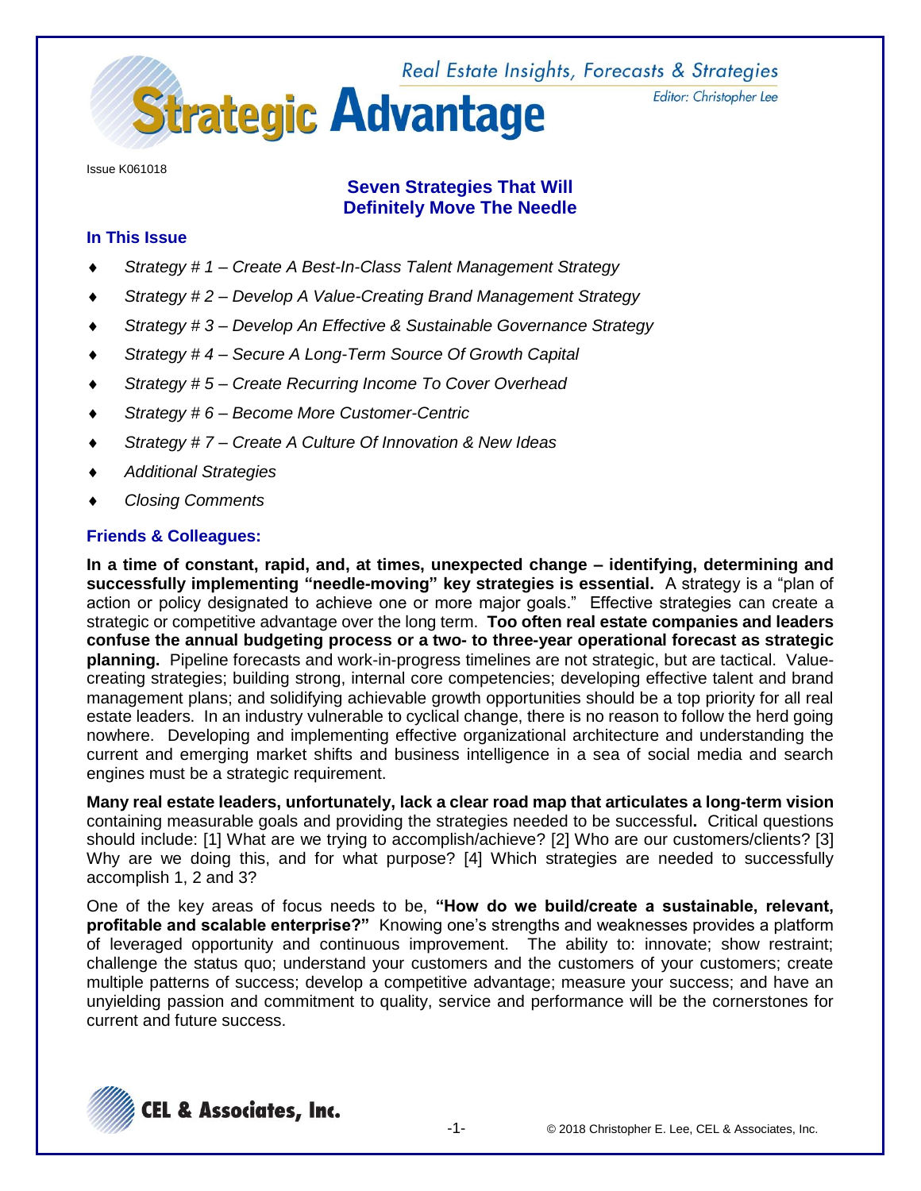# Strategic Advantage

Real Estate Insights, Forecasts & Strategies

Editor: Christopher Lee

Issue K061018

## Seven Strategies That Will Definitely Move The Needle

### In This Issue

- *Strategy # 1 – Create A Best-In-Class Talent Management Strategy*
- *Strategy # 2 – Develop A Value-Creating Brand Management Strategy*
- *Strategy # 3 – Develop An Effective & Sustainable Governance Strategy*
- *Strategy # 4 – Secure A Long-Term Source Of Growth Capital*
- *Strategy # 5 – Create Recurring Income To Cover Overhead*
- *Strategy # 6 – Become More Customer-Centric*
- *Strategy # 7 – Create A Culture Of Innovation & New Ideas*
- *Additional Strategies*
- *Closing Comments*

### Friends & Colleagues:

**In a time of constant, rapid, and, at times, unexpected change – identifying, determining and successfully implementing "needle-moving" key strategies is essential.** A strategy is a "plan of action or policy designated to achieve one or more major goals." Effective strategies can create a strategic or competitive advantage over the long term. **Too often real estate companies and leaders confuse the annual budgeting process or a two- to three-year operational forecast as strategic planning.** Pipeline forecasts and work-in-progress timelines are not strategic, but are tactical. Value-creating strategies; building strong, internal core competencies; developing effective talent and brand management plans; and solidifying achievable growth opportunities should be a top priority for all real estate leaders. In an industry vulnerable to cyclical change, there is no reason to follow the herd going nowhere. Developing and implementing effective organizational architecture and understanding the current and emerging market shifts and business intelligence in a sea of social media and search engines must be a strategic requirement.

**Many real estate leaders, unfortunately, lack a clear road map that articulates a long-term vision** containing measurable goals and providing the strategies needed to be successful**.** Critical questions should include: [1] What are we trying to accomplish/achieve? [2] Who are our customers/clients? [3] Why are we doing this, and for what purpose? [4] Which strategies are needed to successfully accomplish 1, 2 and 3?

One of the key areas of focus needs to be, **"How do we build/create a sustainable, relevant, profitable and scalable enterprise?"** Knowing one's strengths and weaknesses provides a platform of leveraged opportunity and continuous improvement. The ability to: innovate; show restraint; challenge the status quo; understand your customers and the customers of your customers; create multiple patterns of success; develop a competitive advantage; measure your success; and have an unyielding passion and commitment to quality, service and performance will be the cornerstones for current and future success.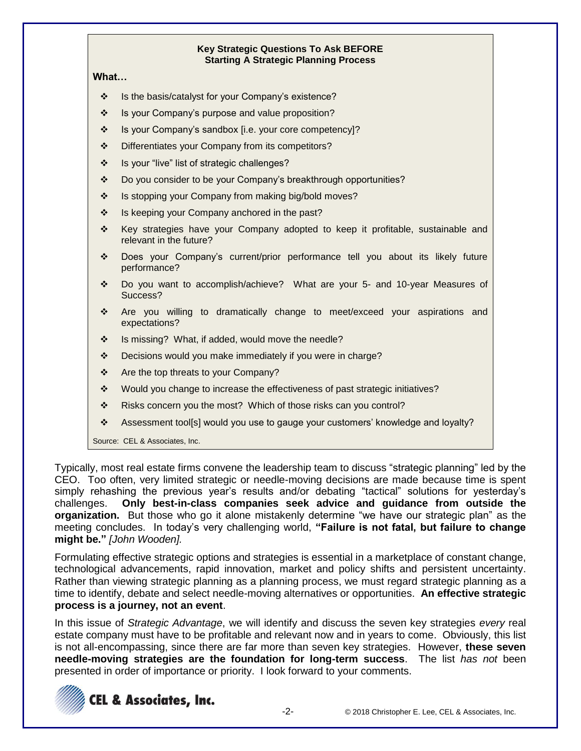**Key Strategic Questions To Ask BEFORE Starting A Strategic Planning Process**

**What…**

- Is the basis/catalyst for your Company's existence?
- Is your Company's purpose and value proposition?
- Is your Company's sandbox [i.e. your core competency]?
- Differentiates your Company from its competitors?
- Is your "live" list of strategic challenges?
- Do you consider to be your Company's breakthrough opportunities?
- Is stopping your Company from making big/bold moves?
- Is keeping your Company anchored in the past?
- Key strategies have your Company adopted to keep it profitable, sustainable and relevant in the future?
- Does your Company's current/prior performance tell you about its likely future performance?
- Do you want to accomplish/achieve? What are your 5- and 10-year Measures of Success?
- Are you willing to dramatically change to meet/exceed your aspirations and expectations?
- Is missing? What, if added, would move the needle?
- Decisions would you make immediately if you were in charge?
- Are the top threats to your Company?
- Would you change to increase the effectiveness of past strategic initiatives?
- Risks concern you the most? Which of those risks can you control?
- Assessment tool[s] would you use to gauge your customers' knowledge and loyalty?

Source: CEL & Associates, Inc.

Typically, most real estate firms convene the leadership team to discuss "strategic planning" led by the CEO. Too often, very limited strategic or needle-moving decisions are made because time is spent simply rehashing the previous year's results and/or debating "tactical" solutions for yesterday's challenges. **Only best-in-class companies seek advice and guidance from outside the organization.** But those who go it alone mistakenly determine "we have our strategic plan" as the meeting concludes. In today's very challenging world, **"Failure is not fatal, but failure to change might be."** *[John Wooden].*

Formulating effective strategic options and strategies is essential in a marketplace of constant change, technological advancements, rapid innovation, market and policy shifts and persistent uncertainty. Rather than viewing strategic planning as a planning process, we must regard strategic planning as a time to identify, debate and select needle-moving alternatives or opportunities. **An effective strategic process is a journey, not an event**.

In this issue of *Strategic Advantage*, we will identify and discuss the seven key strategies *every* real estate company must have to be profitable and relevant now and in years to come. Obviously, this list is not all-encompassing, since there are far more than seven key strategies. However, **these seven needle-moving strategies are the foundation for long-term success**. The list *has not* been presented in order of importance or priority. I look forward to your comments.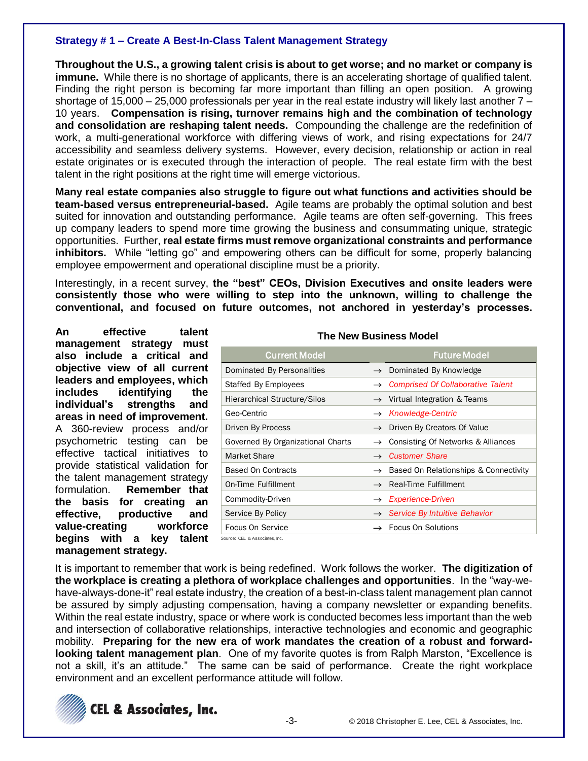## Strategy # 1 – Create A Best-In-Class Talent Management Strategy

**Throughout the U.S., a growing talent crisis is about to get worse; and no market or company is immune.** While there is no shortage of applicants, there is an accelerating shortage of qualified talent. Finding the right person is becoming far more important than filling an open position. A growing shortage of 15,000 – 25,000 professionals per year in the real estate industry will likely last another 7 – 10 years. **Compensation is rising, turnover remains high and the combination of technology and consolidation are reshaping talent needs.** Compounding the challenge are the redefinition of work, a multi-generational workforce with differing views of work, and rising expectations for 24/7 accessibility and seamless delivery systems. However, every decision, relationship or action in real estate originates or is executed through the interaction of people. The real estate firm with the best talent in the right positions at the right time will emerge victorious.

**Many real estate companies also struggle to figure out what functions and activities should be team-based versus entrepreneurial-based.** Agile teams are probably the optimal solution and best suited for innovation and outstanding performance. Agile teams are often self-governing. This frees up company leaders to spend more time growing the business and consummating unique, strategic opportunities. Further, **real estate firms must remove organizational constraints and performance inhibitors.** While "letting go" and empowering others can be difficult for some, properly balancing employee empowerment and operational discipline must be a priority.

Interestingly, in a recent survey, **the "best" CEOs, Division Executives and onsite leaders were consistently those who were willing to step into the unknown, willing to challenge the conventional, and focused on future outcomes, not anchored in yesterday's processes.**

**An effective talent management strategy must also include a critical and objective view of all current leaders and employees, which includes identifying the individual's strengths and areas in need of improvement.** A 360-review process and/or psychometric testing can be effective tactical initiatives to provide statistical validation for the talent management strategy formulation. **Remember that the basis for creating an effective, productive and value-creating workforce begins with a key talent management strategy.**

**The New Business Model**

| Current Model | | Future Model |
|---|---|---|
| Dominated By Personalities | → | Dominated By Knowledge |
| Staffed By Employees | → | *Comprised Of Collaborative Talent* |
| Hierarchical Structure/Silos | → | Virtual Integration & Teams |
| Geo-Centric | → | *Knowledge-Centric* |
| Driven By Process | → | Driven By Creators Of Value |
| Governed By Organizational Charts | → | Consisting Of Networks & Alliances |
| Market Share | → | *Customer Share* |
| Based On Contracts | → | Based On Relationships & Connectivity |
| On-Time Fulfillment | → | Real-Time Fulfillment |
| Commodity-Driven | → | *Experience-Driven* |
| Service By Policy | → | *Service By Intuitive Behavior* |
| Focus On Service | → | Focus On Solutions |

Source: CEL & Associates, Inc.

It is important to remember that work is being redefined. Work follows the worker. **The digitization of the workplace is creating a plethora of workplace challenges and opportunities**. In the "way-we-have-always-done-it" real estate industry, the creation of a best-in-class talent management plan cannot be assured by simply adjusting compensation, having a company newsletter or expanding benefits. Within the real estate industry, space or where work is conducted becomes less important than the web and intersection of collaborative relationships, interactive technologies and economic and geographic mobility. **Preparing for the new era of work mandates the creation of a robust and forward-looking talent management plan**. One of my favorite quotes is from Ralph Marston, "Excellence is not a skill, it's an attitude." The same can be said of performance. Create the right workplace environment and an excellent performance attitude will follow.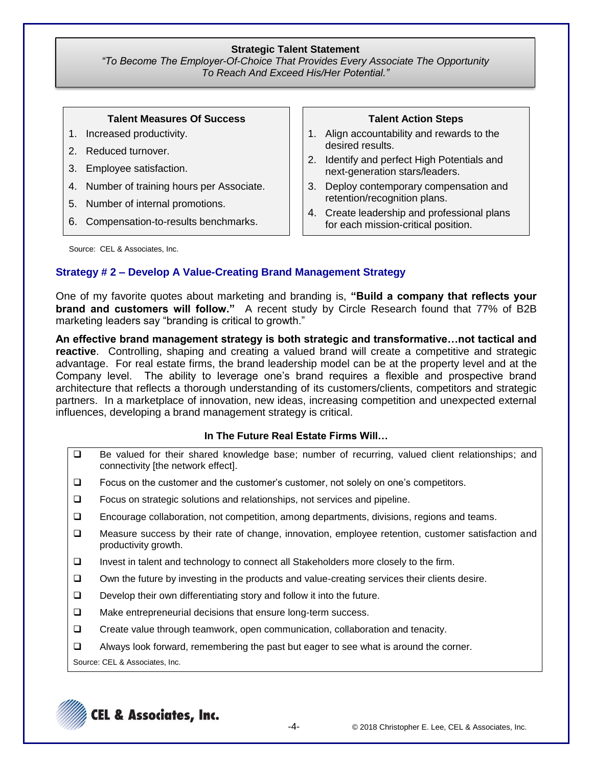**Strategic Talent Statement**

*"To Become The Employer-Of-Choice That Provides Every Associate The Opportunity To Reach And Exceed His/Her Potential."*

**Talent Measures Of Success**

1. Increased productivity.
2. Reduced turnover.
3. Employee satisfaction.
4. Number of training hours per Associate.
5. Number of internal promotions.
6. Compensation-to-results benchmarks.

**Talent Action Steps**

1. Align accountability and rewards to the desired results.
2. Identify and perfect High Potentials and next-generation stars/leaders.
3. Deploy contemporary compensation and retention/recognition plans.
4. Create leadership and professional plans for each mission-critical position.

Source: CEL & Associates, Inc.

### Strategy # 2 – Develop A Value-Creating Brand Management Strategy

One of my favorite quotes about marketing and branding is, **"Build a company that reflects your brand and customers will follow."** A recent study by Circle Research found that 77% of B2B marketing leaders say "branding is critical to growth."

**An effective brand management strategy is both strategic and transformative…not tactical and reactive**. Controlling, shaping and creating a valued brand will create a competitive and strategic advantage. For real estate firms, the brand leadership model can be at the property level and at the Company level. The ability to leverage one's brand requires a flexible and prospective brand architecture that reflects a thorough understanding of its customers/clients, competitors and strategic partners. In a marketplace of innovation, new ideas, increasing competition and unexpected external influences, developing a brand management strategy is critical.

**In The Future Real Estate Firms Will…**

- Be valued for their shared knowledge base; number of recurring, valued client relationships; and connectivity [the network effect].
- Focus on the customer and the customer's customer, not solely on one's competitors.
- Focus on strategic solutions and relationships, not services and pipeline.
- Encourage collaboration, not competition, among departments, divisions, regions and teams.
- Measure success by their rate of change, innovation, employee retention, customer satisfaction and productivity growth.
- Invest in talent and technology to connect all Stakeholders more closely to the firm.
- Own the future by investing in the products and value-creating services their clients desire.
- Develop their own differentiating story and follow it into the future.
- Make entrepreneurial decisions that ensure long-term success.
- Create value through teamwork, open communication, collaboration and tenacity.
- Always look forward, remembering the past but eager to see what is around the corner.

Source: CEL & Associates, Inc.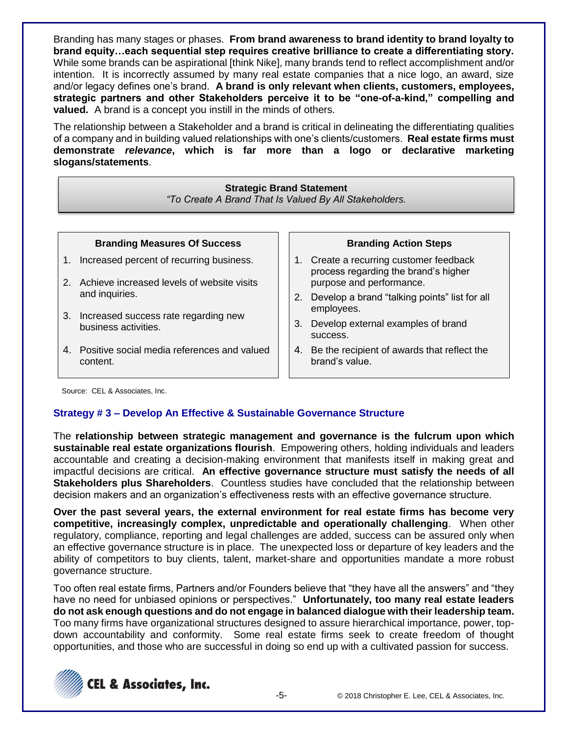Branding has many stages or phases. **From brand awareness to brand identity to brand loyalty to brand equity…each sequential step requires creative brilliance to create a differentiating story.** While some brands can be aspirational [think Nike], many brands tend to reflect accomplishment and/or intention. It is incorrectly assumed by many real estate companies that a nice logo, an award, size and/or legacy defines one's brand. **A brand is only relevant when clients, customers, employees, strategic partners and other Stakeholders perceive it to be "one-of-a-kind," compelling and valued.** A brand is a concept you instill in the minds of others.

The relationship between a Stakeholder and a brand is critical in delineating the differentiating qualities of a company and in building valued relationships with one's clients/customers. **Real estate firms must demonstrate *relevance*, which is far more than a logo or declarative marketing slogans/statements**.

**Strategic Brand Statement**
*"To Create A Brand That Is Valued By All Stakeholders.*

**Branding Measures Of Success**

1. Increased percent of recurring business.
2. Achieve increased levels of website visits and inquiries.
3. Increased success rate regarding new business activities.
4. Positive social media references and valued content.

**Branding Action Steps**

1. Create a recurring customer feedback process regarding the brand's higher purpose and performance.
2. Develop a brand "talking points" list for all employees.
3. Develop external examples of brand success.
4. Be the recipient of awards that reflect the brand's value.

Source: CEL & Associates, Inc.

### Strategy # 3 – Develop An Effective & Sustainable Governance Structure

The **relationship between strategic management and governance is the fulcrum upon which sustainable real estate organizations flourish**. Empowering others, holding individuals and leaders accountable and creating a decision-making environment that manifests itself in making great and impactful decisions are critical. **An effective governance structure must satisfy the needs of all Stakeholders plus Shareholders**. Countless studies have concluded that the relationship between decision makers and an organization's effectiveness rests with an effective governance structure.

**Over the past several years, the external environment for real estate firms has become very competitive, increasingly complex, unpredictable and operationally challenging**. When other regulatory, compliance, reporting and legal challenges are added, success can be assured only when an effective governance structure is in place. The unexpected loss or departure of key leaders and the ability of competitors to buy clients, talent, market-share and opportunities mandate a more robust governance structure.

Too often real estate firms, Partners and/or Founders believe that "they have all the answers" and "they have no need for unbiased opinions or perspectives." **Unfortunately, too many real estate leaders do not ask enough questions and do not engage in balanced dialogue with their leadership team.** Too many firms have organizational structures designed to assure hierarchical importance, power, top-down accountability and conformity. Some real estate firms seek to create freedom of thought opportunities, and those who are successful in doing so end up with a cultivated passion for success.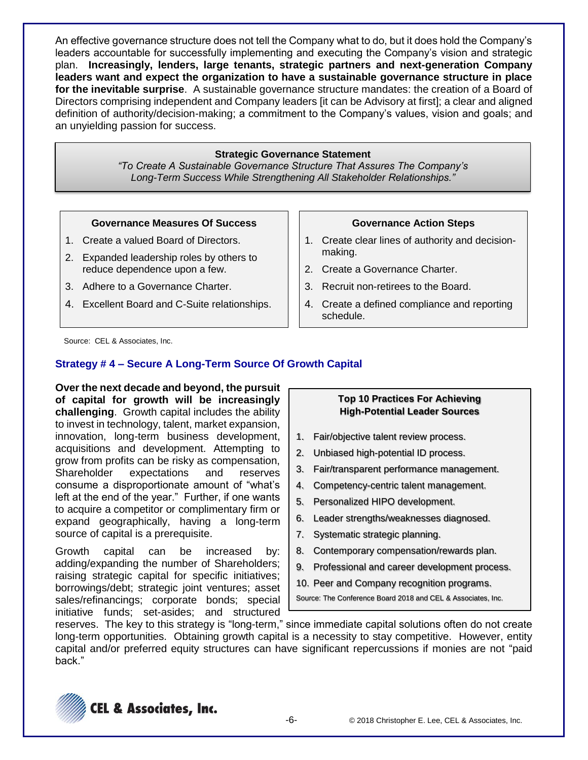An effective governance structure does not tell the Company what to do, but it does hold the Company's leaders accountable for successfully implementing and executing the Company's vision and strategic plan. **Increasingly, lenders, large tenants, strategic partners and next-generation Company leaders want and expect the organization to have a sustainable governance structure in place for the inevitable surprise**. A sustainable governance structure mandates: the creation of a Board of Directors comprising independent and Company leaders [it can be Advisory at first]; a clear and aligned definition of authority/decision-making; a commitment to the Company's values, vision and goals; and an unyielding passion for success.

**Strategic Governance Statement**

*"To Create A Sustainable Governance Structure That Assures The Company's Long-Term Success While Strengthening All Stakeholder Relationships."*

**Governance Measures Of Success**

1. Create a valued Board of Directors.
2. Expanded leadership roles by others to reduce dependence upon a few.
3. Adhere to a Governance Charter.
4. Excellent Board and C-Suite relationships.

**Governance Action Steps**

1. Create clear lines of authority and decision-making.
2. Create a Governance Charter.
3. Recruit non-retirees to the Board.
4. Create a defined compliance and reporting schedule.

Source: CEL & Associates, Inc.

### Strategy # 4 – Secure A Long-Term Source Of Growth Capital

**Over the next decade and beyond, the pursuit of capital for growth will be increasingly challenging**. Growth capital includes the ability to invest in technology, talent, market expansion, innovation, long-term business development, acquisitions and development. Attempting to grow from profits can be risky as compensation, Shareholder expectations and reserves consume a disproportionate amount of "what's left at the end of the year." Further, if one wants to acquire a competitor or complimentary firm or expand geographically, having a long-term source of capital is a prerequisite.

Growth capital can be increased by: adding/expanding the number of Shareholders; raising strategic capital for specific initiatives; borrowings/debt; strategic joint ventures; asset sales/refinancings; corporate bonds; special initiative funds; set-asides; and structured reserves. The key to this strategy is "long-term," since immediate capital solutions often do not create long-term opportunities. Obtaining growth capital is a necessity to stay competitive. However, entity capital and/or preferred equity structures can have significant repercussions if monies are not "paid back."

**Top 10 Practices For Achieving High-Potential Leader Sources**

1. Fair/objective talent review process.
2. Unbiased high-potential ID process.
3. Fair/transparent performance management.
4. Competency-centric talent management.
5. Personalized HIPO development.
6. Leader strengths/weaknesses diagnosed.
7. Systematic strategic planning.
8. Contemporary compensation/rewards plan.
9. Professional and career development process.
10. Peer and Company recognition programs.

Source: The Conference Board 2018 and CEL & Associates, Inc.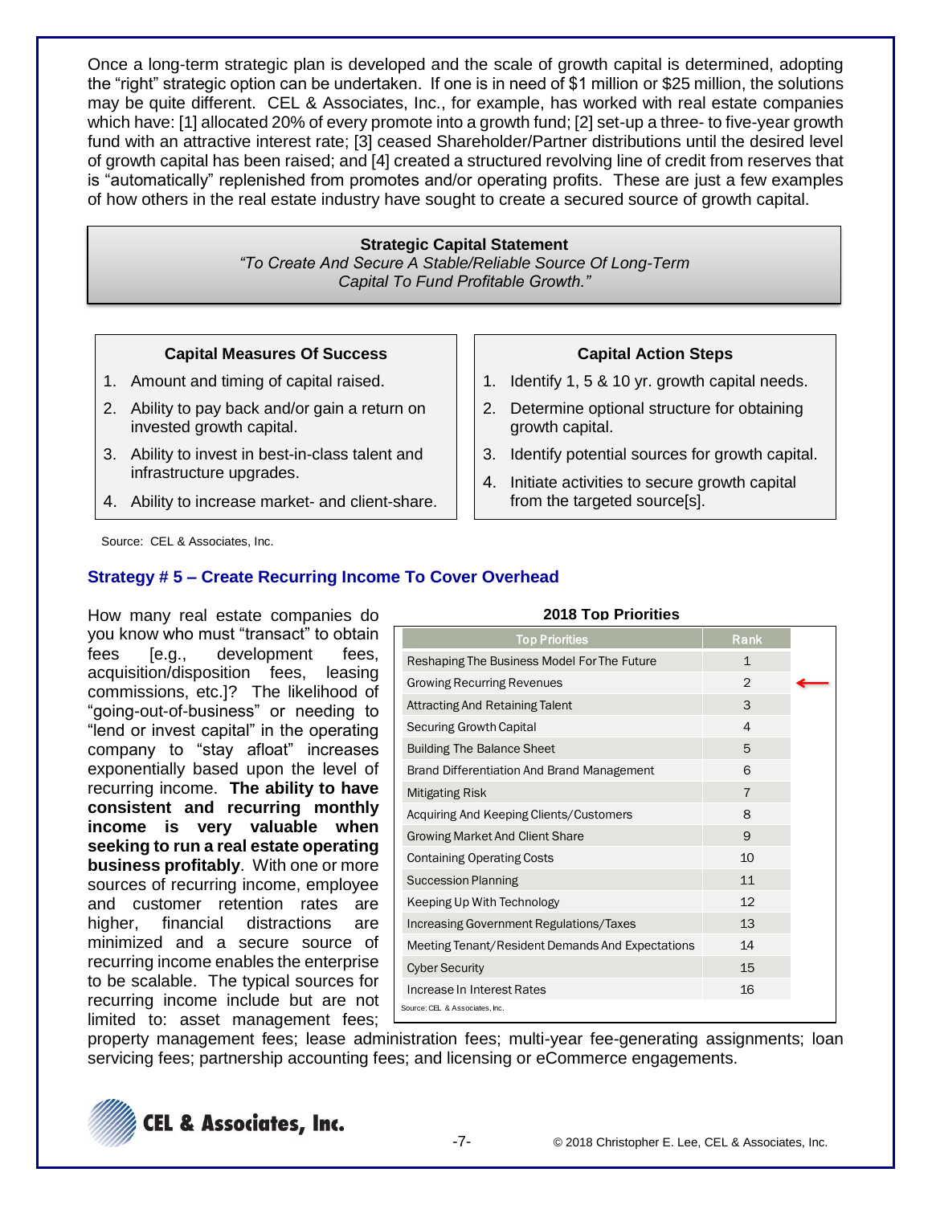Once a long-term strategic plan is developed and the scale of growth capital is determined, adopting the "right" strategic option can be undertaken. If one is in need of $1 million or $25 million, the solutions may be quite different. CEL & Associates, Inc., for example, has worked with real estate companies which have: [1] allocated 20% of every promote into a growth fund; [2] set-up a three- to five-year growth fund with an attractive interest rate; [3] ceased Shareholder/Partner distributions until the desired level of growth capital has been raised; and [4] created a structured revolving line of credit from reserves that is "automatically" replenished from promotes and/or operating profits. These are just a few examples of how others in the real estate industry have sought to create a secured source of growth capital.

**Strategic Capital Statement**

*"To Create And Secure A Stable/Reliable Source Of Long-Term Capital To Fund Profitable Growth."*

**Capital Measures Of Success**

1. Amount and timing of capital raised.
2. Ability to pay back and/or gain a return on invested growth capital.
3. Ability to invest in best-in-class talent and infrastructure upgrades.
4. Ability to increase market- and client-share.

**Capital Action Steps**

1. Identify 1, 5 & 10 yr. growth capital needs.
2. Determine optional structure for obtaining growth capital.
3. Identify potential sources for growth capital.
4. Initiate activities to secure growth capital from the targeted source[s].

Source: CEL & Associates, Inc.

### Strategy # 5 – Create Recurring Income To Cover Overhead

How many real estate companies do you know who must "transact" to obtain fees [e.g., development fees, acquisition/disposition fees, leasing commissions, etc.]? The likelihood of "going-out-of-business" or needing to "lend or invest capital" in the operating company to "stay afloat" increases exponentially based upon the level of recurring income. **The ability to have consistent and recurring monthly income is very valuable when seeking to run a real estate operating business profitably**. With one or more sources of recurring income, employee and customer retention rates are higher, financial distractions are minimized and a secure source of recurring income enables the enterprise to be scalable. The typical sources for recurring income include but are not limited to: asset management fees; property management fees; lease administration fees; multi-year fee-generating assignments; loan servicing fees; partnership accounting fees; and licensing or eCommerce engagements.

**2018 Top Priorities**

| Top Priorities | Rank |
|---|---|
| Reshaping The Business Model For The Future | 1 |
| Growing Recurring Revenues | 2 ← |
| Attracting And Retaining Talent | 3 |
| Securing Growth Capital | 4 |
| Building The Balance Sheet | 5 |
| Brand Differentiation And Brand Management | 6 |
| Mitigating Risk | 7 |
| Acquiring And Keeping Clients/Customers | 8 |
| Growing Market And Client Share | 9 |
| Containing Operating Costs | 10 |
| Succession Planning | 11 |
| Keeping Up With Technology | 12 |
| Increasing Government Regulations/Taxes | 13 |
| Meeting Tenant/Resident Demands And Expectations | 14 |
| Cyber Security | 15 |
| Increase In Interest Rates | 16 |

Source: CEL & Associates, Inc.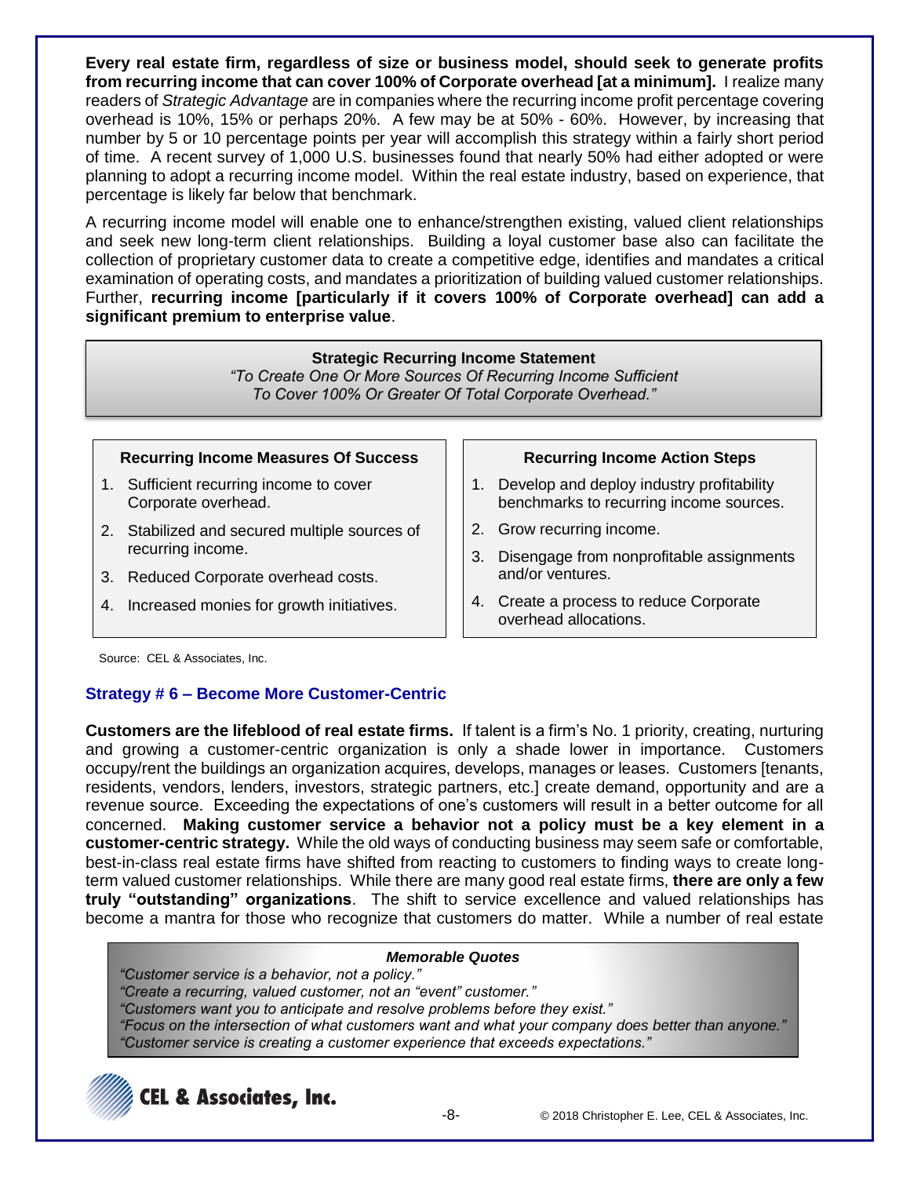**Every real estate firm, regardless of size or business model, should seek to generate profits from recurring income that can cover 100% of Corporate overhead [at a minimum].** I realize many readers of *Strategic Advantage* are in companies where the recurring income profit percentage covering overhead is 10%, 15% or perhaps 20%. A few may be at 50% - 60%. However, by increasing that number by 5 or 10 percentage points per year will accomplish this strategy within a fairly short period of time. A recent survey of 1,000 U.S. businesses found that nearly 50% had either adopted or were planning to adopt a recurring income model. Within the real estate industry, based on experience, that percentage is likely far below that benchmark.

A recurring income model will enable one to enhance/strengthen existing, valued client relationships and seek new long-term client relationships. Building a loyal customer base also can facilitate the collection of proprietary customer data to create a competitive edge, identifies and mandates a critical examination of operating costs, and mandates a prioritization of building valued customer relationships. Further, **recurring income [particularly if it covers 100% of Corporate overhead] can add a significant premium to enterprise value**.

**Strategic Recurring Income Statement**

*"To Create One Or More Sources Of Recurring Income Sufficient To Cover 100% Or Greater Of Total Corporate Overhead."*

**Recurring Income Measures Of Success**

1. Sufficient recurring income to cover Corporate overhead.
2. Stabilized and secured multiple sources of recurring income.
3. Reduced Corporate overhead costs.
4. Increased monies for growth initiatives.

**Recurring Income Action Steps**

1. Develop and deploy industry profitability benchmarks to recurring income sources.
2. Grow recurring income.
3. Disengage from nonprofitable assignments and/or ventures.
4. Create a process to reduce Corporate overhead allocations.

Source: CEL & Associates, Inc.

### Strategy # 6 – Become More Customer-Centric

**Customers are the lifeblood of real estate firms.** If talent is a firm's No. 1 priority, creating, nurturing and growing a customer-centric organization is only a shade lower in importance. Customers occupy/rent the buildings an organization acquires, develops, manages or leases. Customers [tenants, residents, vendors, lenders, investors, strategic partners, etc.] create demand, opportunity and are a revenue source. Exceeding the expectations of one's customers will result in a better outcome for all concerned. **Making customer service a behavior not a policy must be a key element in a customer-centric strategy.** While the old ways of conducting business may seem safe or comfortable, best-in-class real estate firms have shifted from reacting to customers to finding ways to create long-term valued customer relationships. While there are many good real estate firms, **there are only a few truly "outstanding" organizations**. The shift to service excellence and valued relationships has become a mantra for those who recognize that customers do matter. While a number of real estate

***Memorable Quotes***

*"Customer service is a behavior, not a policy."*
*"Create a recurring, valued customer, not an "event" customer."*
*"Customers want you to anticipate and resolve problems before they exist."*
*"Focus on the intersection of what customers want and what your company does better than anyone."*
*"Customer service is creating a customer experience that exceeds expectations."*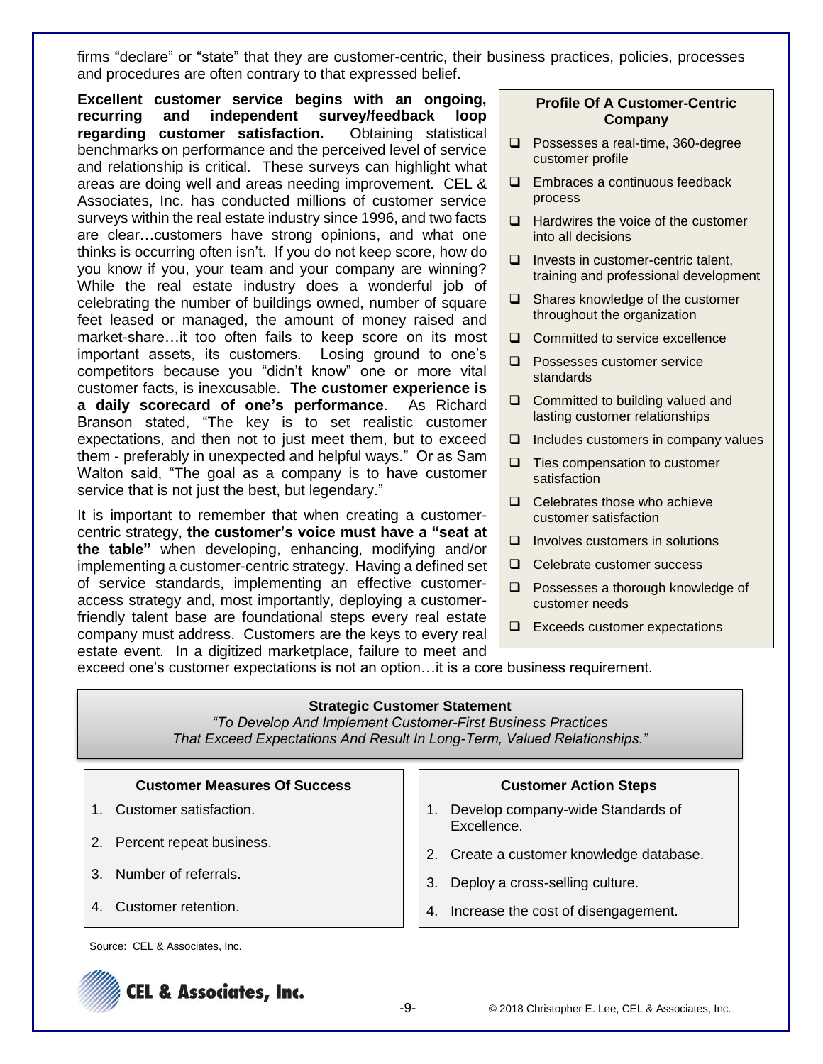firms "declare" or "state" that they are customer-centric, their business practices, policies, processes and procedures are often contrary to that expressed belief.

**Excellent customer service begins with an ongoing, recurring and independent survey/feedback loop regarding customer satisfaction.** Obtaining statistical benchmarks on performance and the perceived level of service and relationship is critical. These surveys can highlight what areas are doing well and areas needing improvement. CEL & Associates, Inc. has conducted millions of customer service surveys within the real estate industry since 1996, and two facts are clear…customers have strong opinions, and what one thinks is occurring often isn't. If you do not keep score, how do you know if you, your team and your company are winning? While the real estate industry does a wonderful job of celebrating the number of buildings owned, number of square feet leased or managed, the amount of money raised and market-share…it too often fails to keep score on its most important assets, its customers. Losing ground to one's competitors because you "didn't know" one or more vital customer facts, is inexcusable. **The customer experience is a daily scorecard of one's performance**. As Richard Branson stated, "The key is to set realistic customer expectations, and then not to just meet them, but to exceed them - preferably in unexpected and helpful ways." Or as Sam Walton said, "The goal as a company is to have customer service that is not just the best, but legendary."

It is important to remember that when creating a customer-centric strategy, **the customer's voice must have a "seat at the table"** when developing, enhancing, modifying and/or implementing a customer-centric strategy. Having a defined set of service standards, implementing an effective customer-access strategy and, most importantly, deploying a customer-friendly talent base are foundational steps every real estate company must address. Customers are the keys to every real estate event. In a digitized marketplace, failure to meet and exceed one's customer expectations is not an option…it is a core business requirement.

**Profile Of A Customer-Centric Company**

- Possesses a real-time, 360-degree customer profile
- Embraces a continuous feedback process
- Hardwires the voice of the customer into all decisions
- Invests in customer-centric talent, training and professional development
- Shares knowledge of the customer throughout the organization
- Committed to service excellence
- Possesses customer service standards
- Committed to building valued and lasting customer relationships
- Includes customers in company values
- Ties compensation to customer satisfaction
- Celebrates those who achieve customer satisfaction
- Involves customers in solutions
- Celebrate customer success
- Possesses a thorough knowledge of customer needs
- Exceeds customer expectations

**Strategic Customer Statement**

*"To Develop And Implement Customer-First Business Practices That Exceed Expectations And Result In Long-Term, Valued Relationships."*

**Customer Measures Of Success**

1. Customer satisfaction.
2. Percent repeat business.
3. Number of referrals.
4. Customer retention.

**Customer Action Steps**

1. Develop company-wide Standards of Excellence.
2. Create a customer knowledge database.
3. Deploy a cross-selling culture.
4. Increase the cost of disengagement.

Source: CEL & Associates, Inc.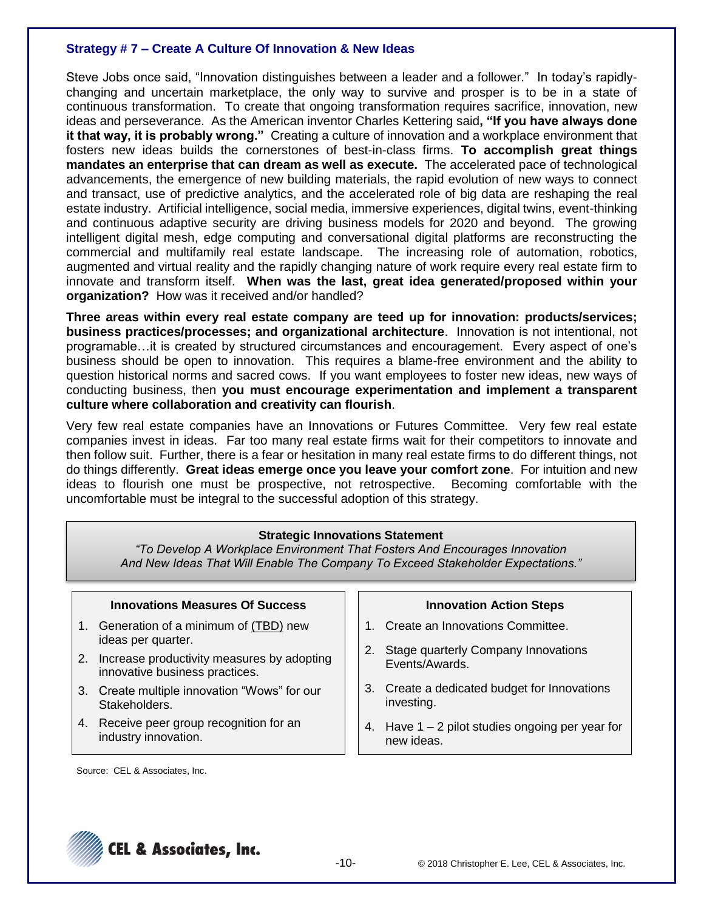### Strategy # 7 – Create A Culture Of Innovation & New Ideas

Steve Jobs once said, "Innovation distinguishes between a leader and a follower." In today's rapidly-changing and uncertain marketplace, the only way to survive and prosper is to be in a state of continuous transformation. To create that ongoing transformation requires sacrifice, innovation, new ideas and perseverance. As the American inventor Charles Kettering said**, "If you have always done it that way, it is probably wrong."** Creating a culture of innovation and a workplace environment that fosters new ideas builds the cornerstones of best-in-class firms. **To accomplish great things mandates an enterprise that can dream as well as execute.** The accelerated pace of technological advancements, the emergence of new building materials, the rapid evolution of new ways to connect and transact, use of predictive analytics, and the accelerated role of big data are reshaping the real estate industry. Artificial intelligence, social media, immersive experiences, digital twins, event-thinking and continuous adaptive security are driving business models for 2020 and beyond. The growing intelligent digital mesh, edge computing and conversational digital platforms are reconstructing the commercial and multifamily real estate landscape. The increasing role of automation, robotics, augmented and virtual reality and the rapidly changing nature of work require every real estate firm to innovate and transform itself. **When was the last, great idea generated/proposed within your organization?** How was it received and/or handled?

**Three areas within every real estate company are teed up for innovation: products/services; business practices/processes; and organizational architecture**. Innovation is not intentional, not programable…it is created by structured circumstances and encouragement. Every aspect of one's business should be open to innovation. This requires a blame-free environment and the ability to question historical norms and sacred cows. If you want employees to foster new ideas, new ways of conducting business, then **you must encourage experimentation and implement a transparent culture where collaboration and creativity can flourish**.

Very few real estate companies have an Innovations or Futures Committee. Very few real estate companies invest in ideas. Far too many real estate firms wait for their competitors to innovate and then follow suit. Further, there is a fear or hesitation in many real estate firms to do different things, not do things differently. **Great ideas emerge once you leave your comfort zone**. For intuition and new ideas to flourish one must be prospective, not retrospective. Becoming comfortable with the uncomfortable must be integral to the successful adoption of this strategy.

**Strategic Innovations Statement**

*"To Develop A Workplace Environment That Fosters And Encourages Innovation And New Ideas That Will Enable The Company To Exceed Stakeholder Expectations."*

**Innovations Measures Of Success**

1. Generation of a minimum of (TBD) new ideas per quarter.
2. Increase productivity measures by adopting innovative business practices.
3. Create multiple innovation "Wows" for our Stakeholders.
4. Receive peer group recognition for an industry innovation.

**Innovation Action Steps**

1. Create an Innovations Committee.
2. Stage quarterly Company Innovations Events/Awards.
3. Create a dedicated budget for Innovations investing.
4. Have 1 – 2 pilot studies ongoing per year for new ideas.

Source: CEL & Associates, Inc.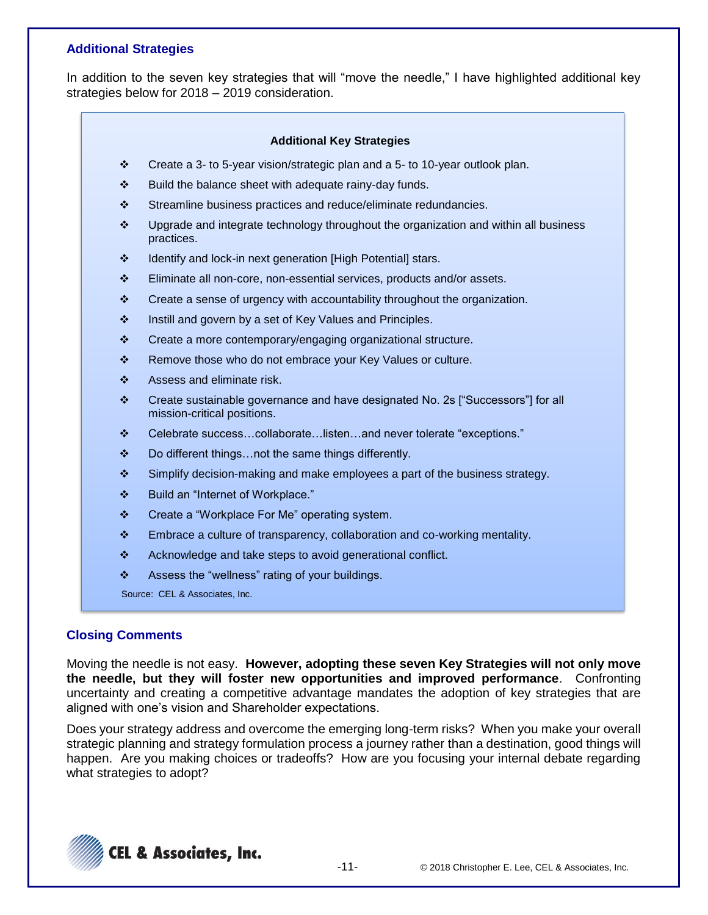## Additional Strategies

In addition to the seven key strategies that will "move the needle," I have highlighted additional key strategies below for 2018 – 2019 consideration.

**Additional Key Strategies**

- Create a 3- to 5-year vision/strategic plan and a 5- to 10-year outlook plan.
- Build the balance sheet with adequate rainy-day funds.
- Streamline business practices and reduce/eliminate redundancies.
- Upgrade and integrate technology throughout the organization and within all business practices.
- Identify and lock-in next generation [High Potential] stars.
- Eliminate all non-core, non-essential services, products and/or assets.
- Create a sense of urgency with accountability throughout the organization.
- Instill and govern by a set of Key Values and Principles.
- Create a more contemporary/engaging organizational structure.
- Remove those who do not embrace your Key Values or culture.
- Assess and eliminate risk.
- Create sustainable governance and have designated No. 2s ["Successors"] for all mission-critical positions.
- Celebrate success…collaborate…listen…and never tolerate "exceptions."
- Do different things…not the same things differently.
- Simplify decision-making and make employees a part of the business strategy.
- Build an "Internet of Workplace."
- Create a "Workplace For Me" operating system.
- Embrace a culture of transparency, collaboration and co-working mentality.
- Acknowledge and take steps to avoid generational conflict.
- Assess the "wellness" rating of your buildings.

Source: CEL & Associates, Inc.

## Closing Comments

Moving the needle is not easy. **However, adopting these seven Key Strategies will not only move the needle, but they will foster new opportunities and improved performance**. Confronting uncertainty and creating a competitive advantage mandates the adoption of key strategies that are aligned with one's vision and Shareholder expectations.

Does your strategy address and overcome the emerging long-term risks? When you make your overall strategic planning and strategy formulation process a journey rather than a destination, good things will happen. Are you making choices or tradeoffs? How are you focusing your internal debate regarding what strategies to adopt?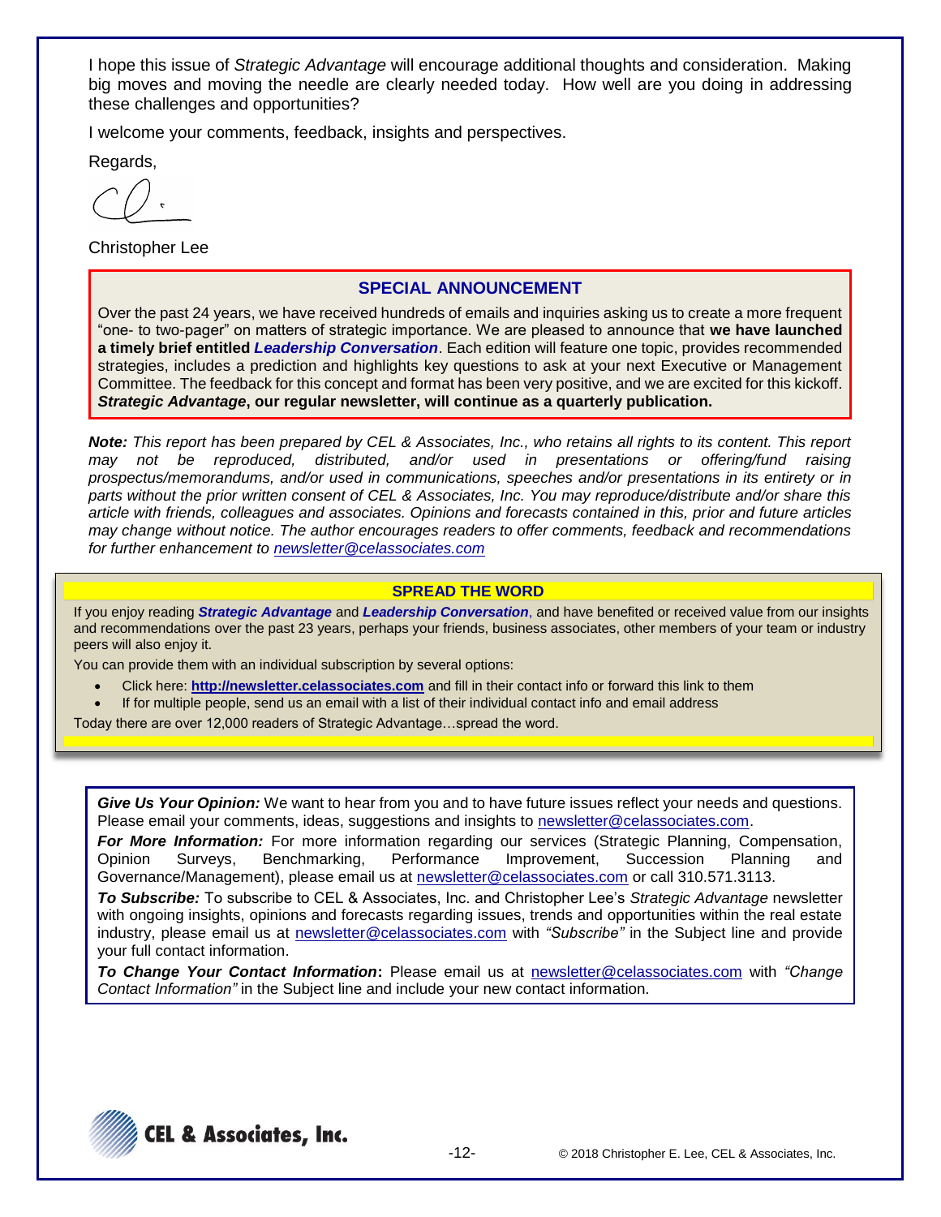I hope this issue of *Strategic Advantage* will encourage additional thoughts and consideration. Making big moves and moving the needle are clearly needed today. How well are you doing in addressing these challenges and opportunities?

I welcome your comments, feedback, insights and perspectives.

Regards,

Christopher Lee

## SPECIAL ANNOUNCEMENT

Over the past 24 years, we have received hundreds of emails and inquiries asking us to create a more frequent "one- to two-pager" on matters of strategic importance. We are pleased to announce that **we have launched a timely brief entitled *Leadership Conversation***. Each edition will feature one topic, provides recommended strategies, includes a prediction and highlights key questions to ask at your next Executive or Management Committee. The feedback for this concept and format has been very positive, and we are excited for this kickoff. ***Strategic Advantage*, our regular newsletter, will continue as a quarterly publication.**

***Note:*** *This report has been prepared by CEL & Associates, Inc., who retains all rights to its content. This report may not be reproduced, distributed, and/or used in presentations or offering/fund raising prospectus/memorandums, and/or used in communications, speeches and/or presentations in its entirety or in parts without the prior written consent of CEL & Associates, Inc. You may reproduce/distribute and/or share this article with friends, colleagues and associates. Opinions and forecasts contained in this, prior and future articles may change without notice. The author encourages readers to offer comments, feedback and recommendations for further enhancement to newsletter@celassociates.com*

## SPREAD THE WORD

If you enjoy reading ***Strategic Advantage*** and ***Leadership Conversation***, and have benefited or received value from our insights and recommendations over the past 23 years, perhaps your friends, business associates, other members of your team or industry peers will also enjoy it.

You can provide them with an individual subscription by several options:

- Click here: **http://newsletter.celassociates.com** and fill in their contact info or forward this link to them
- If for multiple people, send us an email with a list of their individual contact info and email address

Today there are over 12,000 readers of Strategic Advantage…spread the word.

***Give Us Your Opinion:*** We want to hear from you and to have future issues reflect your needs and questions. Please email your comments, ideas, suggestions and insights to newsletter@celassociates.com.

***For More Information:*** For more information regarding our services (Strategic Planning, Compensation, Opinion Surveys, Benchmarking, Performance Improvement, Succession Planning and Governance/Management), please email us at newsletter@celassociates.com or call 310.571.3113.

***To Subscribe:*** To subscribe to CEL & Associates, Inc. and Christopher Lee's *Strategic Advantage* newsletter with ongoing insights, opinions and forecasts regarding issues, trends and opportunities within the real estate industry, please email us at newsletter@celassociates.com with *"Subscribe"* in the Subject line and provide your full contact information.

***To Change Your Contact Information*:** Please email us at newsletter@celassociates.com with *"Change Contact Information"* in the Subject line and include your new contact information.

CEL & Associates, Inc.

© 2018 Christopher E. Lee, CEL & Associates, Inc.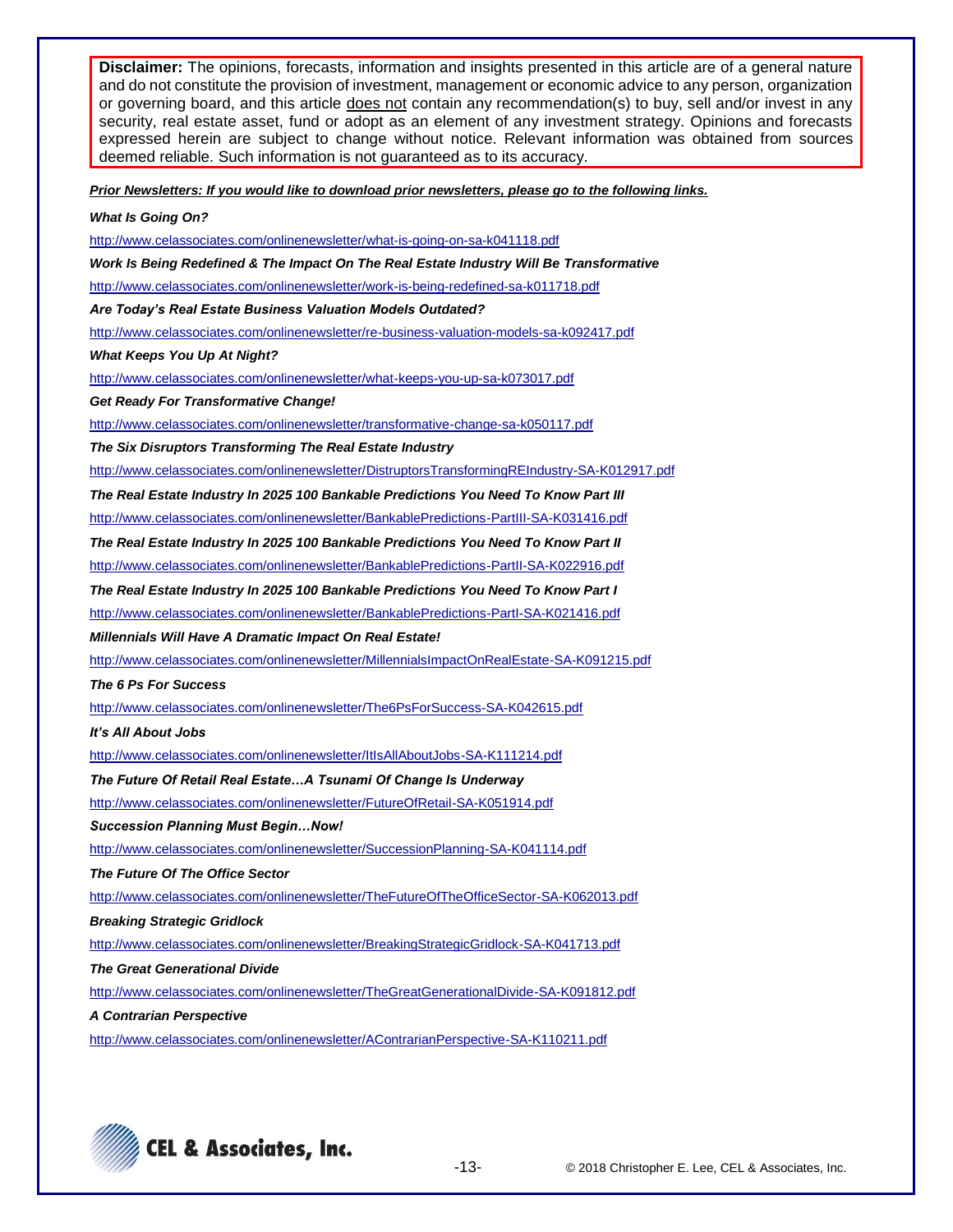**Disclaimer:** The opinions, forecasts, information and insights presented in this article are of a general nature and do not constitute the provision of investment, management or economic advice to any person, organization or governing board, and this article does not contain any recommendation(s) to buy, sell and/or invest in any security, real estate asset, fund or adopt as an element of any investment strategy. Opinions and forecasts expressed herein are subject to change without notice. Relevant information was obtained from sources deemed reliable. Such information is not guaranteed as to its accuracy.

***Prior Newsletters: If you would like to download prior newsletters, please go to the following links.***

***What Is Going On?***

http://www.celassociates.com/onlinenewsletter/what-is-going-on-sa-k041118.pdf

***Work Is Being Redefined & The Impact On The Real Estate Industry Will Be Transformative***

http://www.celassociates.com/onlinenewsletter/work-is-being-redefined-sa-k011718.pdf

***Are Today's Real Estate Business Valuation Models Outdated?***

http://www.celassociates.com/onlinenewsletter/re-business-valuation-models-sa-k092417.pdf

***What Keeps You Up At Night?***

http://www.celassociates.com/onlinenewsletter/what-keeps-you-up-sa-k073017.pdf

***Get Ready For Transformative Change!***

http://www.celassociates.com/onlinenewsletter/transformative-change-sa-k050117.pdf

***The Six Disruptors Transforming The Real Estate Industry***

http://www.celassociates.com/onlinenewsletter/DistruptorsTransformingREIndustry-SA-K012917.pdf

***The Real Estate Industry In 2025 100 Bankable Predictions You Need To Know Part III***

http://www.celassociates.com/onlinenewsletter/BankablePredictions-PartIII-SA-K031416.pdf

***The Real Estate Industry In 2025 100 Bankable Predictions You Need To Know Part II***

http://www.celassociates.com/onlinenewsletter/BankablePredictions-PartII-SA-K022916.pdf

***The Real Estate Industry In 2025 100 Bankable Predictions You Need To Know Part I***

http://www.celassociates.com/onlinenewsletter/BankablePredictions-PartI-SA-K021416.pdf

***Millennials Will Have A Dramatic Impact On Real Estate!***

http://www.celassociates.com/onlinenewsletter/MillennialsImpactOnRealEstate-SA-K091215.pdf

***The 6 Ps For Success***

http://www.celassociates.com/onlinenewsletter/The6PsForSuccess-SA-K042615.pdf

***It's All About Jobs***

http://www.celassociates.com/onlinenewsletter/ItIsAllAboutJobs-SA-K111214.pdf

***The Future Of Retail Real Estate…A Tsunami Of Change Is Underway***

http://www.celassociates.com/onlinenewsletter/FutureOfRetail-SA-K051914.pdf

***Succession Planning Must Begin…Now!***

http://www.celassociates.com/onlinenewsletter/SuccessionPlanning-SA-K041114.pdf

***The Future Of The Office Sector***

http://www.celassociates.com/onlinenewsletter/TheFutureOfTheOfficeSector-SA-K062013.pdf

***Breaking Strategic Gridlock***

http://www.celassociates.com/onlinenewsletter/BreakingStrategicGridlock-SA-K041713.pdf

***The Great Generational Divide***

http://www.celassociates.com/onlinenewsletter/TheGreatGenerationalDivide-SA-K091812.pdf

***A Contrarian Perspective***

http://www.celassociates.com/onlinenewsletter/AContrarianPerspective-SA-K110211.pdf

CEL & Associates, Inc.

© 2018 Christopher E. Lee, CEL & Associates, Inc.